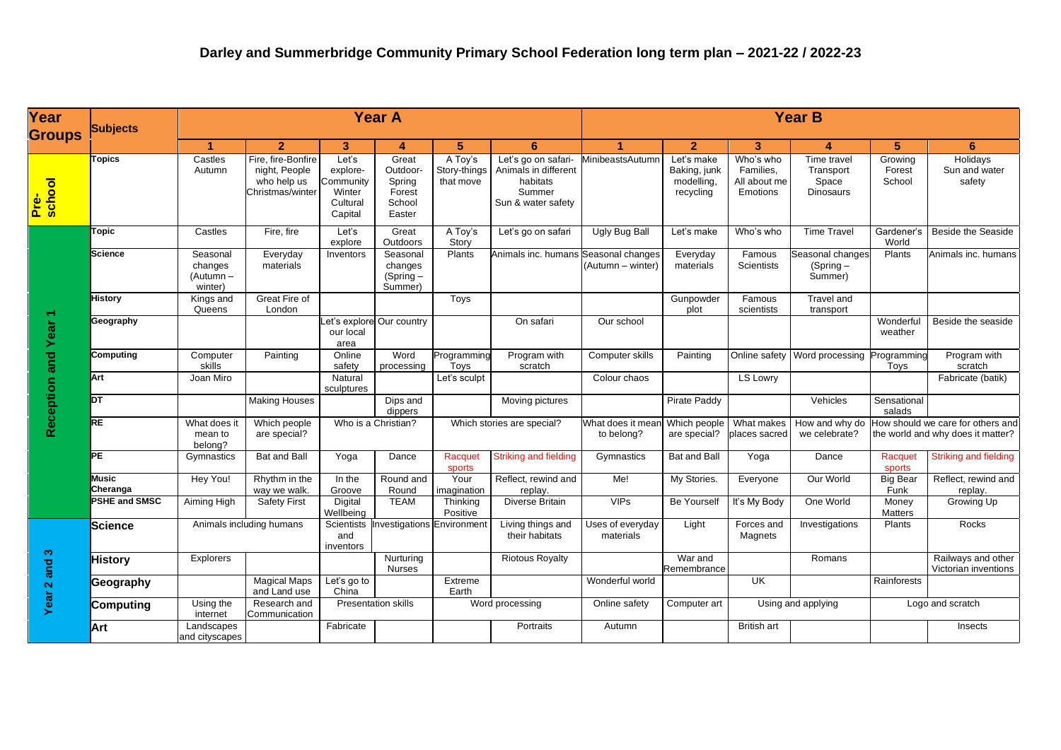# Darley and Summerbridge Community Primary School Federation long term plan – 2021-22 / 2022-23

| Year Groups | Subjects | Year A | | | | | | Year B | | | | | |
|---|---|---|---|---|---|---|---|---|---|---|---|---|---|
| | | 1 | 2 | 3 | 4 | 5 | 6 | 1 | 2 | 3 | 4 | 5 | 6 |
| Pre-school | Topics | Castles Autumn | Fire, fire-Bonfire night, People who help us Christmas/winter | Let's explore-Community Winter Cultural Capital | Great Outdoor-Spring Forest School Easter | A Toy's Story-things that move | Let's go on safari-Animals in different habitats Summer Sun & water safety | MinibeastsAutumn | Let's make Baking, junk modelling, recycling | Who's who Families, All about me Emotions | Time travel Transport Space Dinosaurs | Growing Forest School | Holidays Sun and water safety |
| Reception and Year 1 | Topic | Castles | Fire, fire | Let's explore | Great Outdoors | A Toy's Story | Let's go on safari | Ugly Bug Ball | Let's make | Who's who | Time Travel | Gardener's World | Beside the Seaside |
| | Science | Seasonal changes (Autumn – winter) | Everyday materials | Inventors | Seasonal changes (Spring – Summer) | Plants | Animals inc. humans | Seasonal changes (Autumn – winter) | Everyday materials | Famous Scientists | Seasonal changes (Spring – Summer) | Plants | Animals inc. humans |
| | History | Kings and Queens | Great Fire of London | | | Toys | | | Gunpowder plot | Famous scientists | Travel and transport | | |
| | Geography | | | Let's explore our local area | Our country | | On safari | Our school | | | | Wonderful weather | Beside the seaside |
| | Computing | Computer skills | Painting | Online safety | Word processing | Programming Toys | Program with scratch | Computer skills | Painting | Online safety | Word processing | Programming Toys | Program with scratch |
| | Art | Joan Miro | | Natural sculptures | | Let's sculpt | | Colour chaos | | LS Lowry | | | Fabricate (batik) |
| | DT | | Making Houses | | Dips and dippers | | Moving pictures | | Pirate Paddy | | Vehicles | Sensational salads | |
| | RE | What does it mean to belong? | Which people are special? | Who is a Christian? | | Which stories are special? | | What does it mean to belong? | Which people are special? | What makes places sacred | How and why do we celebrate? | How should we care for others and the world and why does it matter? | |
| | PE | Gymnastics | Bat and Ball | Yoga | Dance | Racquet sports | Striking and fielding | Gymnastics | Bat and Ball | Yoga | Dance | Racquet sports | Striking and fielding |
| | Music Cheranga | Hey You! | Rhythm in the way we walk. | In the Groove | Round and Round | Your imagination | Reflect, rewind and replay. | Me! | My Stories. | Everyone | Our World | Big Bear Funk | Reflect, rewind and replay. |
| | PSHE and SMSC | Aiming High | Safety First | Digital Wellbeing | TEAM | Thinking Positive | Diverse Britain | VIPs | Be Yourself | It's My Body | One World | Money Matters | Growing Up |
| Year 2 and 3 | Science | Animals including humans | | Scientists and inventors | Investigations | Environment | Living things and their habitats | Uses of everyday materials | Light | Forces and Magnets | Investigations | Plants | Rocks |
| | History | Explorers | | | Nurturing Nurses | | Riotous Royalty | | War and Remembrance | | Romans | | Railways and other Victorian inventions |
| | Geography | | Magical Maps and Land use | Let's go to China | | Extreme Earth | | Wonderful world | | UK | | Rainforests | |
| | Computing | Using the internet | Research and Communication | Presentation skills | | Word processing | | Online safety | Computer art | Using and applying | | Logo and scratch | |
| | Art | Landscapes and cityscapes | | Fabricate | | | Portraits | Autumn | | British art | | | Insects |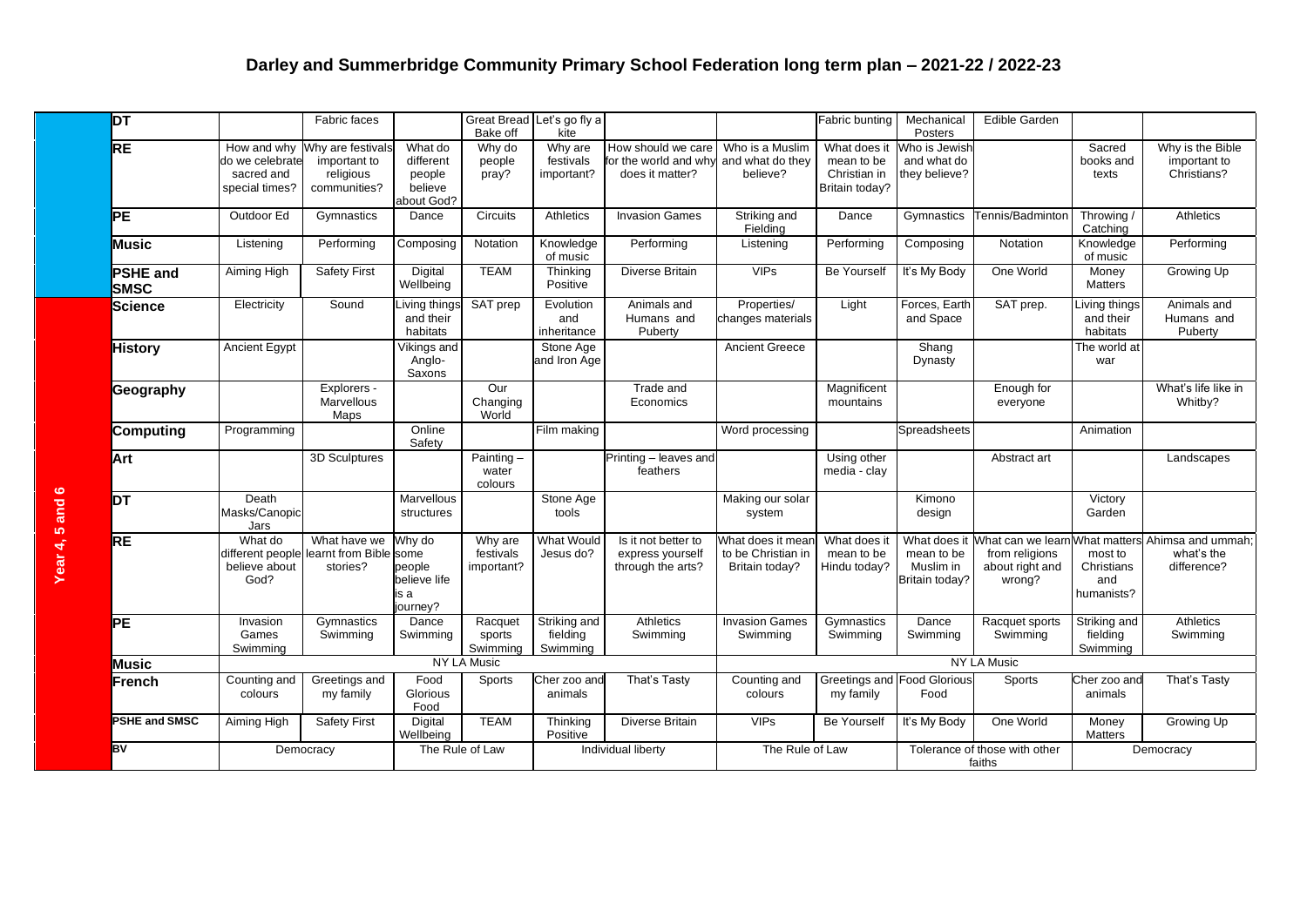# Darley and Summerbridge Community Primary School Federation long term plan – 2021-22 / 2022-23

| | | | | | | | | | | | | | |
|---|---|---|---|---|---|---|---|---|---|---|---|---|---|
| | DT | | Fabric faces | | Great Bread Bake off | Let's go fly a kite | | | Fabric bunting | Mechanical Posters | Edible Garden | | |
| | RE | How and why do we celebrate sacred and special times? | Why are festivals important to religious communities? | What do different people believe about God? | Why do people pray? | Why are festivals important? | How should we care for the world and why does it matter? | Who is a Muslim and what do they believe? | What does it mean to be Christian in Britain today? | Who is Jewish and what do they believe? | | Sacred books and texts | Why is the Bible important to Christians? |
| | PE | Outdoor Ed | Gymnastics | Dance | Circuits | Athletics | Invasion Games | Striking and Fielding | Dance | Gymnastics | Tennis/Badminton | Throwing / Catching | Athletics |
| | Music | Listening | Performing | Composing | Notation | Knowledge of music | Performing | Listening | Performing | Composing | Notation | Knowledge of music | Performing |
| | PSHE and SMSC | Aiming High | Safety First | Digital Wellbeing | TEAM | Thinking Positive | Diverse Britain | VIPs | Be Yourself | It's My Body | One World | Money Matters | Growing Up |
| Year 4, 5 and 6 | Science | Electricity | Sound | Living things and their habitats | SAT prep | Evolution and inheritance | Animals and Humans and Puberty | Properties/ changes materials | Light | Forces, Earth and Space | SAT prep. | Living things and their habitats | Animals and Humans and Puberty |
| | History | Ancient Egypt | | Vikings and Anglo-Saxons | | Stone Age and Iron Age | | Ancient Greece | | Shang Dynasty | | The world at war | |
| | Geography | | Explorers - Marvellous Maps | | Our Changing World | | Trade and Economics | | Magnificent mountains | | Enough for everyone | | What's life like in Whitby? |
| | Computing | Programming | | Online Safety | | Film making | | Word processing | | Spreadsheets | | Animation | |
| | Art | | 3D Sculptures | | Painting – water colours | | Printing – leaves and feathers | | Using other media - clay | | Abstract art | | Landscapes |
| | DT | Death Masks/Canopic Jars | | Marvellous structures | | Stone Age tools | | Making our solar system | | Kimono design | | Victory Garden | |
| | RE | What do different people believe about God? | What have we learnt from Bible stories? | Why do some people believe life is a journey? | Why are festivals important? | What Would Jesus do? | Is it not better to express yourself through the arts? | What does it mean to be Christian in Britain today? | What does it mean to be Hindu today? | What does it mean to be Muslim in Britain today? | What can we learn from religions about right and wrong? | What matters most to Christians and humanists? | Ahimsa and ummah; what's the difference? |
| | PE | Invasion Games Swimming | Gymnastics Swimming | Dance Swimming | Racquet sports Swimming | Striking and fielding Swimming | Athletics Swimming | Invasion Games Swimming | Gymnastics Swimming | Dance Swimming | Racquet sports Swimming | Striking and fielding Swimming | Athletics Swimming |
| | Music | NY LA Music | | | | | | NY LA Music | | | | | |
| | French | Counting and colours | Greetings and my family | Food Glorious Food | Sports | Cher zoo and animals | That's Tasty | Counting and colours | Greetings and my family | Food Glorious Food | Sports | Cher zoo and animals | That's Tasty |
| | PSHE and SMSC | Aiming High | Safety First | Digital Wellbeing | TEAM | Thinking Positive | Diverse Britain | VIPs | Be Yourself | It's My Body | One World | Money Matters | Growing Up |
| | BV | Democracy | | The Rule of Law | | Individual liberty | | The Rule of Law | | Tolerance of those with other faiths | | Democracy | |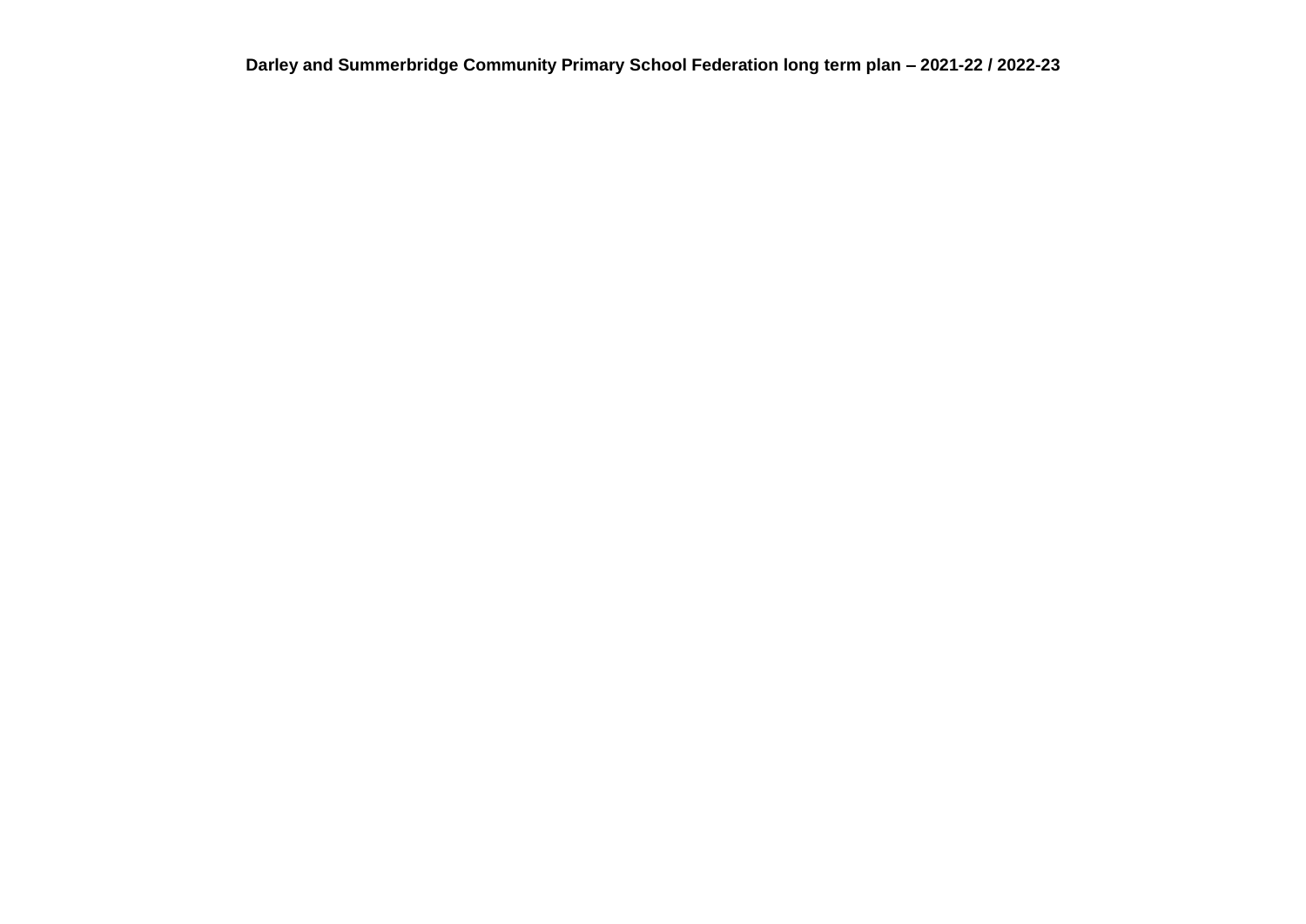**Darley and Summerbridge Community Primary School Federation long term plan – 2021-22 / 2022-23**